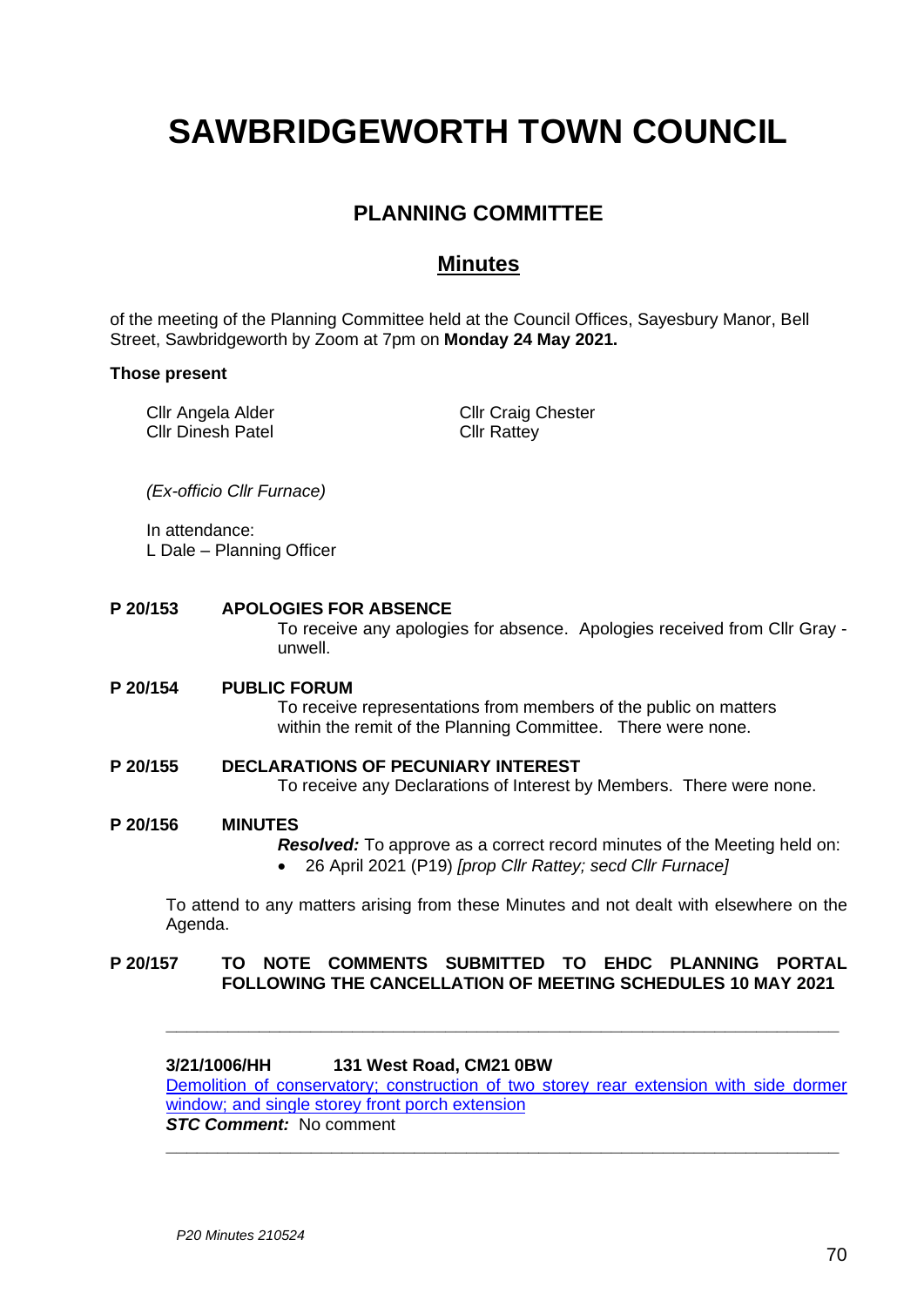# SAWBRIDGEWORTH TOWN COUNCIL

## PLANNING COMMITTEE

## Minutes

of the meeting of the Planning Committee held at the Council Offices, Sayesbury Manor, Bell Street, Sawbridgeworth by Zoom at 7pm on **Monday 24 May 2021.**

**Those present**

Cllr Angela Alder
Cllr Dinesh Patel
Cllr Craig Chester
Cllr Rattey

*(Ex-officio Cllr Furnace)*

In attendance:
L Dale – Planning Officer

**P 20/153 APOLOGIES FOR ABSENCE**

To receive any apologies for absence. Apologies received from Cllr Gray - unwell.

**P 20/154 PUBLIC FORUM**

To receive representations from members of the public on matters within the remit of the Planning Committee. There were none.

**P 20/155 DECLARATIONS OF PECUNIARY INTEREST**

To receive any Declarations of Interest by Members. There were none.

**P 20/156 MINUTES**

***Resolved:*** To approve as a correct record minutes of the Meeting held on:

- 26 April 2021 (P19) *[prop Cllr Rattey; secd Cllr Furnace]*

To attend to any matters arising from these Minutes and not dealt with elsewhere on the Agenda.

**P 20/157 TO NOTE COMMENTS SUBMITTED TO EHDC PLANNING PORTAL FOLLOWING THE CANCELLATION OF MEETING SCHEDULES 10 MAY 2021**

---

**3/21/1006/HH 131 West Road, CM21 0BW**

Demolition of conservatory; construction of two storey rear extension with side dormer window; and single storey front porch extension

***STC Comment:*** No comment

---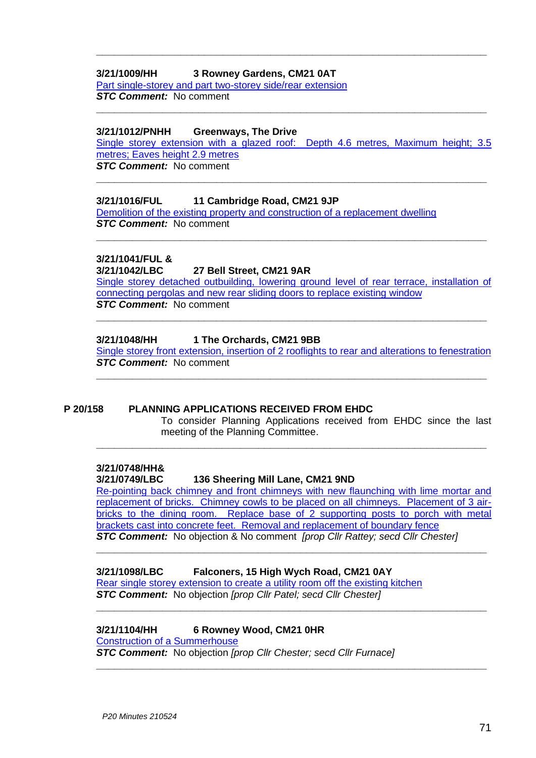---

**3/21/1009/HH** **3 Rowney Gardens, CM21 0AT**

Part single-storey and part two-storey side/rear extension

***STC Comment:*** No comment

---

**3/21/1012/PNHH** **Greenways, The Drive**

Single storey extension with a glazed roof: Depth 4.6 metres, Maximum height; 3.5 metres; Eaves height 2.9 metres

***STC Comment:*** No comment

---

**3/21/1016/FUL** **11 Cambridge Road, CM21 9JP**

Demolition of the existing property and construction of a replacement dwelling

***STC Comment:*** No comment

---

**3/21/1041/FUL &**
**3/21/1042/LBC** **27 Bell Street, CM21 9AR**

Single storey detached outbuilding, lowering ground level of rear terrace, installation of connecting pergolas and new rear sliding doors to replace existing window

***STC Comment:*** No comment

---

**3/21/1048/HH** **1 The Orchards, CM21 9BB**

Single storey front extension, insertion of 2 rooflights to rear and alterations to fenestration

***STC Comment:*** No comment

---

## P 20/158 PLANNING APPLICATIONS RECEIVED FROM EHDC

To consider Planning Applications received from EHDC since the last meeting of the Planning Committee.

---

**3/21/0748/HH&**
**3/21/0749/LBC** **136 Sheering Mill Lane, CM21 9ND**

Re-pointing back chimney and front chimneys with new flaunching with lime mortar and replacement of bricks. Chimney cowls to be placed on all chimneys. Placement of 3 air-bricks to the dining room. Replace base of 2 supporting posts to porch with metal brackets cast into concrete feet. Removal and replacement of boundary fence

***STC Comment:*** No objection & No comment *[prop Cllr Rattey; secd Cllr Chester]*

---

**3/21/1098/LBC** **Falconers, 15 High Wych Road, CM21 0AY**

Rear single storey extension to create a utility room off the existing kitchen

***STC Comment:*** No objection *[prop Cllr Patel; secd Cllr Chester]*

---

**3/21/1104/HH** **6 Rowney Wood, CM21 0HR**

Construction of a Summerhouse

***STC Comment:*** No objection *[prop Cllr Chester; secd Cllr Furnace]*

---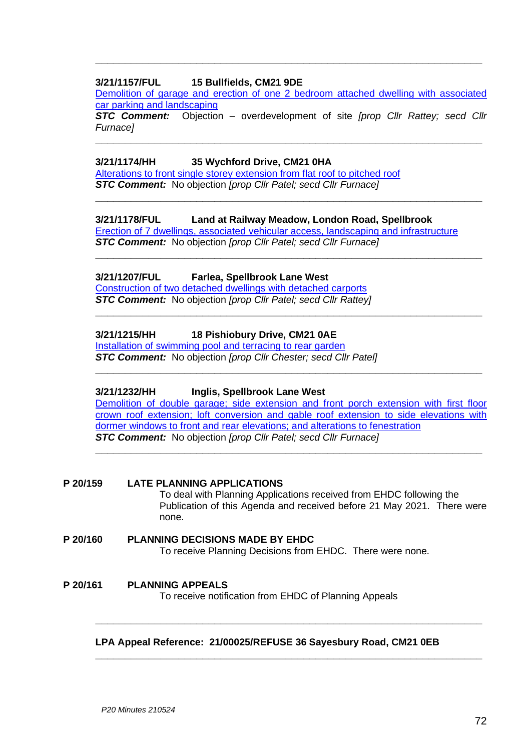---

**3/21/1157/FUL　　15 Bullfields, CM21 9DE**

Demolition of garage and erection of one 2 bedroom attached dwelling with associated car parking and landscaping

***STC Comment:*** Objection – overdevelopment of site *[prop Cllr Rattey; secd Cllr Furnace]*

---

**3/21/1174/HH　　35 Wychford Drive, CM21 0HA**

Alterations to front single storey extension from flat roof to pitched roof

***STC Comment:*** No objection *[prop Cllr Patel; secd Cllr Furnace]*

---

**3/21/1178/FUL　　Land at Railway Meadow, London Road, Spellbrook**

Erection of 7 dwellings, associated vehicular access, landscaping and infrastructure

***STC Comment:*** No objection *[prop Cllr Patel; secd Cllr Furnace]*

---

**3/21/1207/FUL　　Farlea, Spellbrook Lane West**

Construction of two detached dwellings with detached carports

***STC Comment:*** No objection *[prop Cllr Patel; secd Cllr Rattey]*

---

**3/21/1215/HH　　18 Pishiobury Drive, CM21 0AE**

Installation of swimming pool and terracing to rear garden

***STC Comment:*** No objection *[prop Cllr Chester; secd Cllr Patel]*

---

**3/21/1232/HH　　Inglis, Spellbrook Lane West**

Demolition of double garage; side extension and front porch extension with first floor crown roof extension; loft conversion and gable roof extension to side elevations with dormer windows to front and rear elevations; and alterations to fenestration

***STC Comment:*** No objection *[prop Cllr Patel; secd Cllr Furnace]*

---

**P 20/159　　LATE PLANNING APPLICATIONS**

To deal with Planning Applications received from EHDC following the Publication of this Agenda and received before 21 May 2021. There were none.

**P 20/160　　PLANNING DECISIONS MADE BY EHDC**

To receive Planning Decisions from EHDC. There were none.

**P 20/161　　PLANNING APPEALS**

To receive notification from EHDC of Planning Appeals

---

**LPA Appeal Reference: 21/00025/REFUSE 36 Sayesbury Road, CM21 0EB**

---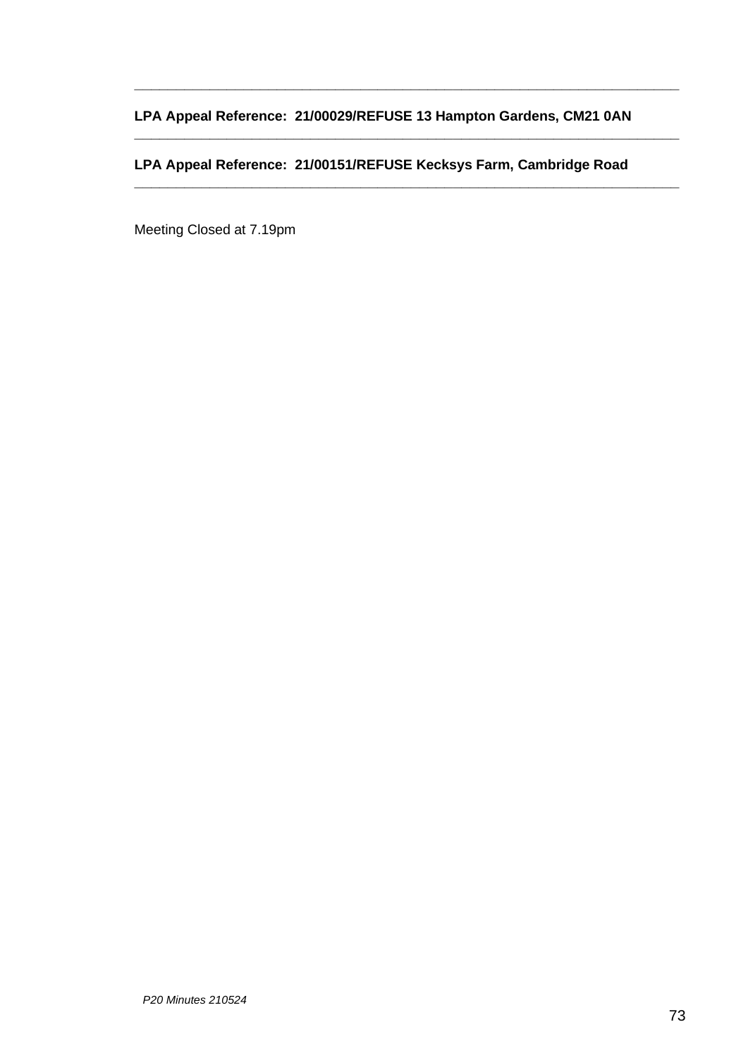**LPA Appeal Reference: 21/00029/REFUSE 13 Hampton Gardens, CM21 0AN**

---

**LPA Appeal Reference: 21/00151/REFUSE Kecksys Farm, Cambridge Road**

---

Meeting Closed at 7.19pm